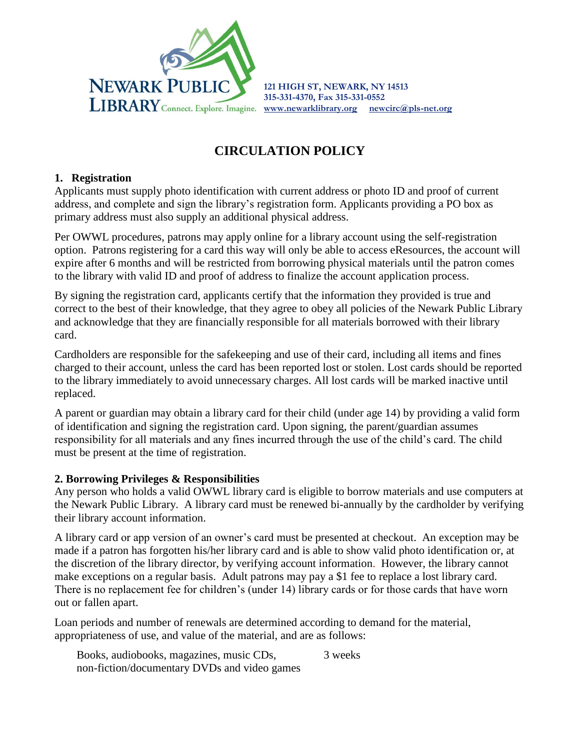**NEWARK PUBLIC LIBRARY** Connect. Explore. Imagine.

**121 HIGH ST, NEWARK, NY 14513**
**315-331-4370, Fax 315-331-0552**
**www.newarklibrary.org** **newcirc@pls-net.org**

# CIRCULATION POLICY

## 1. Registration

Applicants must supply photo identification with current address or photo ID and proof of current address, and complete and sign the library's registration form. Applicants providing a PO box as primary address must also supply an additional physical address.

Per OWWL procedures, patrons may apply online for a library account using the self-registration option. Patrons registering for a card this way will only be able to access eResources, the account will expire after 6 months and will be restricted from borrowing physical materials until the patron comes to the library with valid ID and proof of address to finalize the account application process.

By signing the registration card, applicants certify that the information they provided is true and correct to the best of their knowledge, that they agree to obey all policies of the Newark Public Library and acknowledge that they are financially responsible for all materials borrowed with their library card.

Cardholders are responsible for the safekeeping and use of their card, including all items and fines charged to their account, unless the card has been reported lost or stolen. Lost cards should be reported to the library immediately to avoid unnecessary charges. All lost cards will be marked inactive until replaced.

A parent or guardian may obtain a library card for their child (under age 14) by providing a valid form of identification and signing the registration card. Upon signing, the parent/guardian assumes responsibility for all materials and any fines incurred through the use of the child's card. The child must be present at the time of registration.

## 2. Borrowing Privileges & Responsibilities

Any person who holds a valid OWWL library card is eligible to borrow materials and use computers at the Newark Public Library. A library card must be renewed bi-annually by the cardholder by verifying their library account information.

A library card or app version of an owner's card must be presented at checkout. An exception may be made if a patron has forgotten his/her library card and is able to show valid photo identification or, at the discretion of the library director, by verifying account information. However, the library cannot make exceptions on a regular basis. Adult patrons may pay a $1 fee to replace a lost library card. There is no replacement fee for children's (under 14) library cards or for those cards that have worn out or fallen apart.

Loan periods and number of renewals are determined according to demand for the material, appropriateness of use, and value of the material, and are as follows:

| | |
|---|---|
| Books, audiobooks, magazines, music CDs, non-fiction/documentary DVDs and video games | 3 weeks |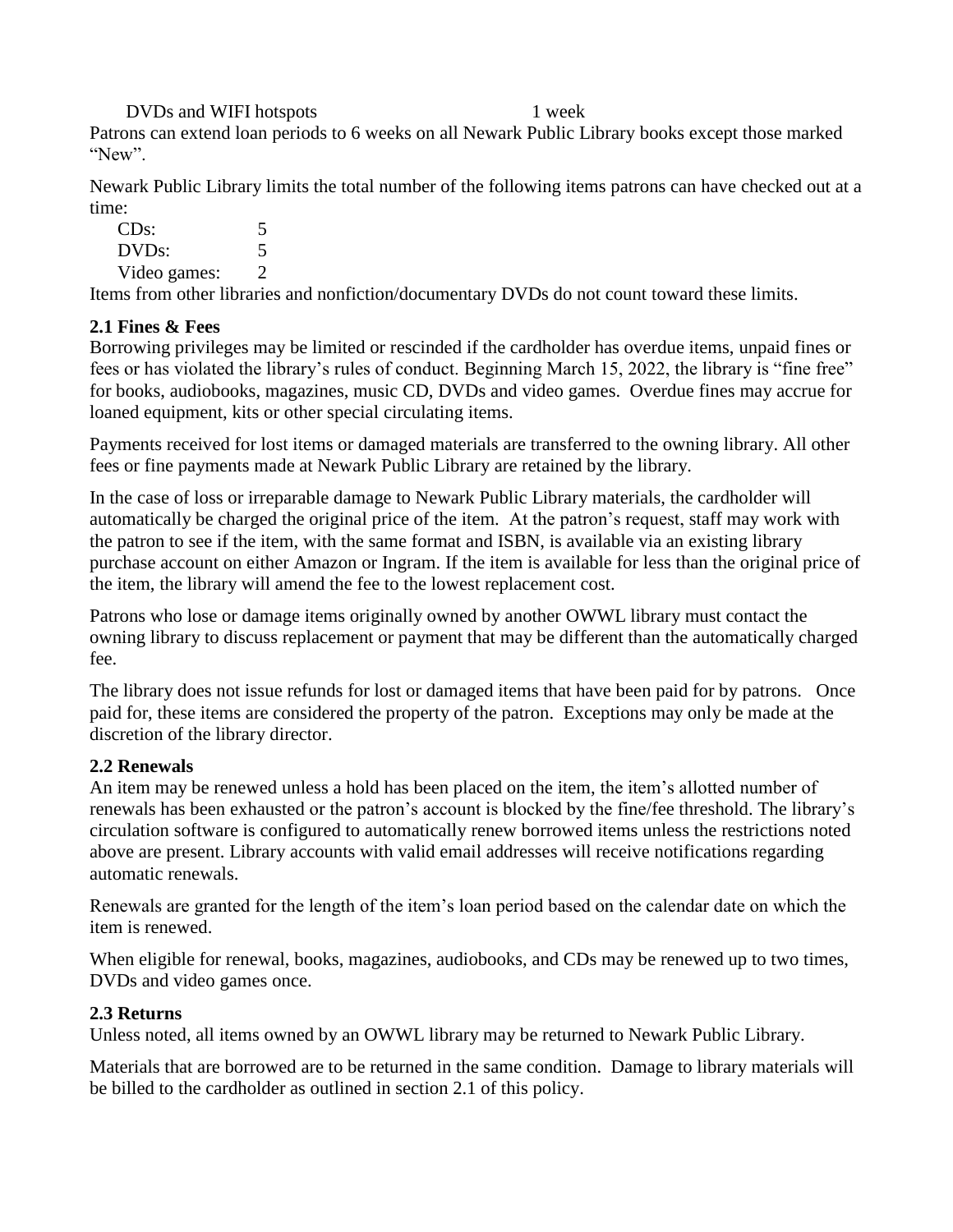| | |
|---|---|
| DVDs and WIFI hotspots | 1 week |

Patrons can extend loan periods to 6 weeks on all Newark Public Library books except those marked "New".

Newark Public Library limits the total number of the following items patrons can have checked out at a time:

| | |
|---|---|
| CDs: | 5 |
| DVDs: | 5 |
| Video games: | 2 |

Items from other libraries and nonfiction/documentary DVDs do not count toward these limits.

**2.1 Fines & Fees**

Borrowing privileges may be limited or rescinded if the cardholder has overdue items, unpaid fines or fees or has violated the library's rules of conduct. Beginning March 15, 2022, the library is "fine free" for books, audiobooks, magazines, music CD, DVDs and video games. Overdue fines may accrue for loaned equipment, kits or other special circulating items.

Payments received for lost items or damaged materials are transferred to the owning library. All other fees or fine payments made at Newark Public Library are retained by the library.

In the case of loss or irreparable damage to Newark Public Library materials, the cardholder will automatically be charged the original price of the item. At the patron's request, staff may work with the patron to see if the item, with the same format and ISBN, is available via an existing library purchase account on either Amazon or Ingram. If the item is available for less than the original price of the item, the library will amend the fee to the lowest replacement cost.

Patrons who lose or damage items originally owned by another OWWL library must contact the owning library to discuss replacement or payment that may be different than the automatically charged fee.

The library does not issue refunds for lost or damaged items that have been paid for by patrons. Once paid for, these items are considered the property of the patron. Exceptions may only be made at the discretion of the library director.

**2.2 Renewals**

An item may be renewed unless a hold has been placed on the item, the item's allotted number of renewals has been exhausted or the patron's account is blocked by the fine/fee threshold. The library's circulation software is configured to automatically renew borrowed items unless the restrictions noted above are present. Library accounts with valid email addresses will receive notifications regarding automatic renewals.

Renewals are granted for the length of the item's loan period based on the calendar date on which the item is renewed.

When eligible for renewal, books, magazines, audiobooks, and CDs may be renewed up to two times, DVDs and video games once.

**2.3 Returns**

Unless noted, all items owned by an OWWL library may be returned to Newark Public Library.

Materials that are borrowed are to be returned in the same condition. Damage to library materials will be billed to the cardholder as outlined in section 2.1 of this policy.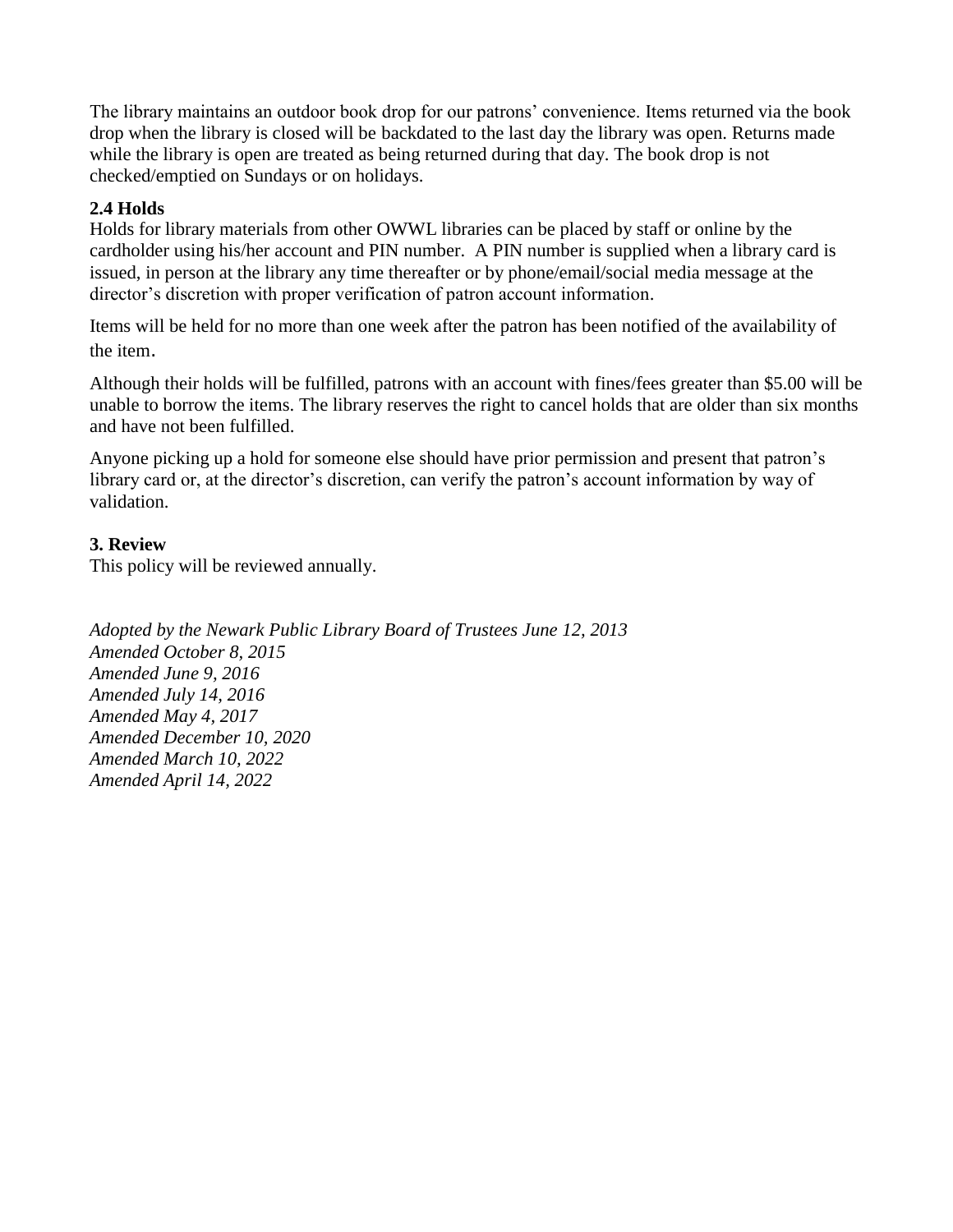The library maintains an outdoor book drop for our patrons' convenience. Items returned via the book drop when the library is closed will be backdated to the last day the library was open. Returns made while the library is open are treated as being returned during that day. The book drop is not checked/emptied on Sundays or on holidays.

### 2.4 Holds

Holds for library materials from other OWWL libraries can be placed by staff or online by the cardholder using his/her account and PIN number. A PIN number is supplied when a library card is issued, in person at the library any time thereafter or by phone/email/social media message at the director's discretion with proper verification of patron account information.

Items will be held for no more than one week after the patron has been notified of the availability of the item.

Although their holds will be fulfilled, patrons with an account with fines/fees greater than $5.00 will be unable to borrow the items. The library reserves the right to cancel holds that are older than six months and have not been fulfilled.

Anyone picking up a hold for someone else should have prior permission and present that patron's library card or, at the director's discretion, can verify the patron's account information by way of validation.

## 3. Review

This policy will be reviewed annually.

*Adopted by the Newark Public Library Board of Trustees June 12, 2013*
*Amended October 8, 2015*
*Amended June 9, 2016*
*Amended July 14, 2016*
*Amended May 4, 2017*
*Amended December 10, 2020*
*Amended March 10, 2022*
*Amended April 14, 2022*